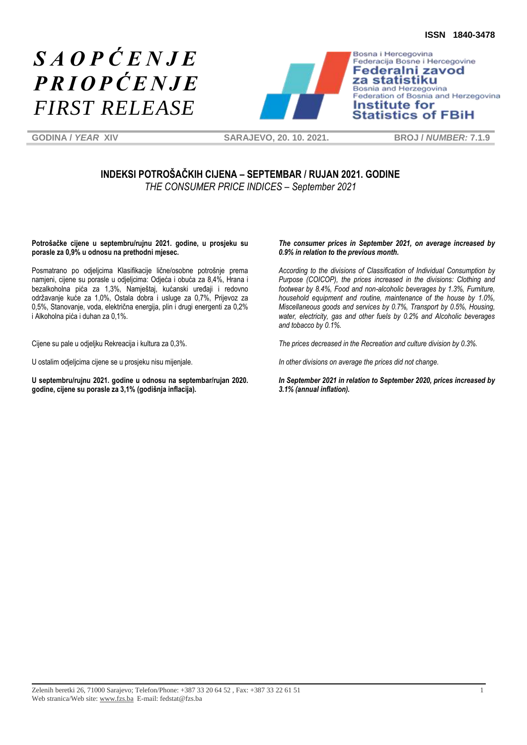**ISSN 1840-3478**

# *SAOPĆENJE*
# *PRIOPĆENJE*
# *FIRST RELEASE*

Bosna i Hercegovina
Federacija Bosne i Hercegovine
**Federalni zavod za statistiku**
Bosnia and Herzegovina
Federation of Bosnia and Herzegovina
**Institute for Statistics of FBiH**

**GODINA / *YEAR* XIV** | **SARAJEVO, 20. 10. 2021.** | **BROJ / *NUMBER:* 7.1.9**

## INDEKSI POTROŠAČKIH CIJENA – SEPTEMBAR / RUJAN 2021. GODINE

*THE CONSUMER PRICE INDICES – September 2021*

**Potrošačke cijene u septembru/rujnu 2021. godine, u prosjeku su porasle za 0,9% u odnosu na prethodni mjesec.**

Posmatrano po odjeljcima Klasifikacije lične/osobne potrošnje prema namjeni, cijene su porasle u odjeljcima: Odjeća i obuća za 8,4%, Hrana i bezalkoholna pića za 1,3%, Namještaj, kućanski uređaji i redovno održavanje kuće za 1,0%, Ostala dobra i usluge za 0,7%, Prijevoz za 0,5%, Stanovanje, voda, električna energija, plin i drugi energenti za 0,2% i Alkoholna pića i duhan za 0,1%.

Cijene su pale u odjeljku Rekreacija i kultura za 0,3%.

U ostalim odjeljcima cijene se u prosjeku nisu mijenjale.

**U septembru/rujnu 2021. godine u odnosu na septembar/rujan 2020. godine, cijene su porasle za 3,1% (godišnja inflacija).**

***The consumer prices in September 2021, on average increased by 0.9% in relation to the previous month.***

*According to the divisions of Classification of Individual Consumption by Purpose (COICOP), the prices increased in the divisions: Clothing and footwear by 8.4%, Food and non-alcoholic beverages by 1.3%, Furniture, household equipment and routine, maintenance of the house by 1.0%, Miscellaneous goods and services by 0.7%, Transport by 0.5%, Housing, water, electricity, gas and other fuels by 0.2% and Alcoholic beverages and tobacco by 0.1%.*

*The prices decreased in the Recreation and culture division by 0.3%.*

*In other divisions on average the prices did not change.*

***In September 2021 in relation to September 2020, prices increased by 3.1% (annual inflation).***

Zelenih beretki 26, 71000 Sarajevo; Telefon/Phone: +387 33 20 64 52 , Fax: +387 33 22 61 51
Web stranica/Web site: www.fzs.ba E-mail: fedstat@fzs.ba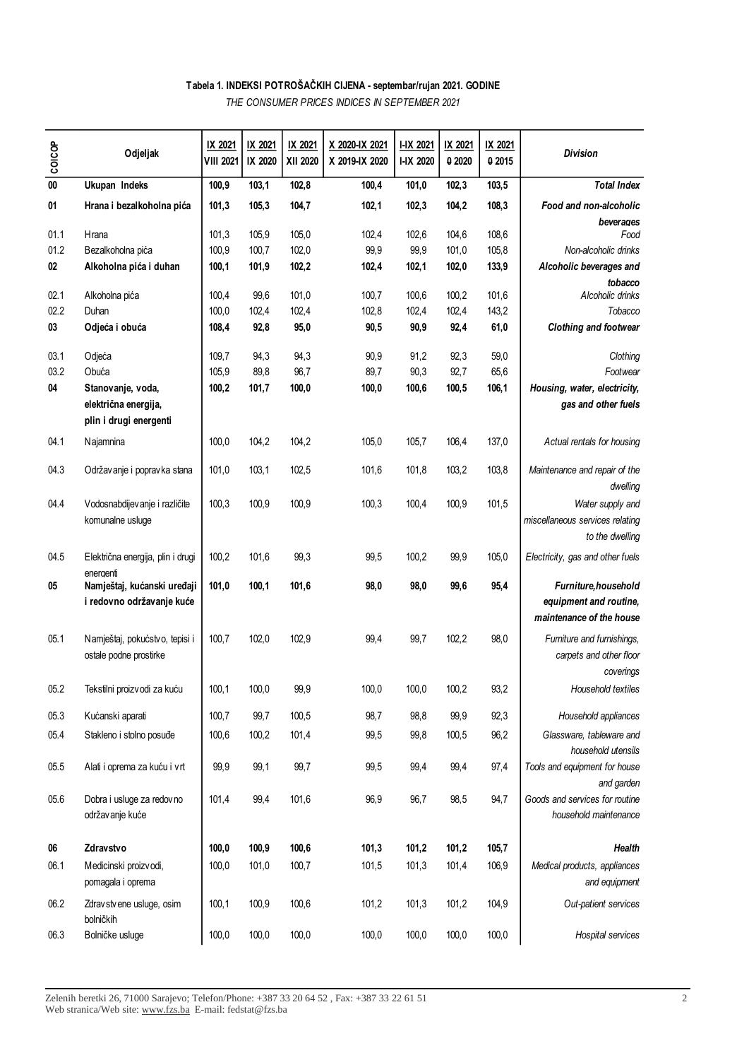**Tabela 1. INDEKSI POTROŠAČKIH CIJENA - septembar/rujan 2021. GODINE**

*THE CONSUMER PRICES INDICES IN SEPTEMBER 2021*

| COICOP | Odjeljak | IX 2021 / VIII 2021 | IX 2021 / IX 2020 | IX 2021 / XII 2020 | X 2020-IX 2021 / X 2019-IX 2020 | I-IX 2021 / I-IX 2020 | IX 2021 / Ø 2020 | IX 2021 / Ø 2015 | Division |
|---|---|---|---|---|---|---|---|---|---|
| **00** | **Ukupan Indeks** | **100,9** | **103,1** | **102,8** | **100,4** | **101,0** | **102,3** | **103,5** | ***Total Index*** |
| **01** | **Hrana i bezalkoholna pića** | **101,3** | **105,3** | **104,7** | **102,1** | **102,3** | **104,2** | **108,3** | ***Food and non-alcoholic beverages*** |
| 01.1 | Hrana | 101,3 | 105,9 | 105,0 | 102,4 | 102,6 | 104,6 | 108,6 | *Food* |
| 01.2 | Bezalkoholna pića | 100,9 | 100,7 | 102,0 | 99,9 | 99,9 | 101,0 | 105,8 | *Non-alcoholic drinks* |
| **02** | **Alkoholna pića i duhan** | **100,1** | **101,9** | **102,2** | **102,4** | **102,1** | **102,0** | **133,9** | ***Alcoholic beverages and tobacco*** |
| 02.1 | Alkoholna pića | 100,4 | 99,6 | 101,0 | 100,7 | 100,6 | 100,2 | 101,6 | *Alcoholic drinks* |
| 02.2 | Duhan | 100,0 | 102,4 | 102,4 | 102,8 | 102,4 | 102,4 | 143,2 | *Tobacco* |
| **03** | **Odjeća i obuća** | **108,4** | **92,8** | **95,0** | **90,5** | **90,9** | **92,4** | **61,0** | ***Clothing and footwear*** |
| 03.1 | Odjeća | 109,7 | 94,3 | 94,3 | 90,9 | 91,2 | 92,3 | 59,0 | *Clothing* |
| 03.2 | Obuća | 105,9 | 89,8 | 96,7 | 89,7 | 90,3 | 92,7 | 65,6 | *Footwear* |
| **04** | **Stanovanje, voda, električna energija, plin i drugi energenti** | **100,2** | **101,7** | **100,0** | **100,0** | **100,6** | **100,5** | **106,1** | ***Housing, water, electricity, gas and other fuels*** |
| 04.1 | Najamnina | 100,0 | 104,2 | 104,2 | 105,0 | 105,7 | 106,4 | 137,0 | *Actual rentals for housing* |
| 04.3 | Održavanje i popravka stana | 101,0 | 103,1 | 102,5 | 101,6 | 101,8 | 103,2 | 103,8 | *Maintenance and repair of the dwelling* |
| 04.4 | Vodosnabdijevanje i različite komunalne usluge | 100,3 | 100,9 | 100,9 | 100,3 | 100,4 | 100,9 | 101,5 | *Water supply and miscellaneous services relating to the dwelling* |
| 04.5 | Električna energija, plin i drugi energenti | 100,2 | 101,6 | 99,3 | 99,5 | 100,2 | 99,9 | 105,0 | *Electricity, gas and other fuels* |
| **05** | **Namještaj, kućanski uređaji i redovno održavanje kuće** | **101,0** | **100,1** | **101,6** | **98,0** | **98,0** | **99,6** | **95,4** | ***Furniture,household equipment and routine, maintenance of the house*** |
| 05.1 | Namještaj, pokućstvo, tepisi i ostale podne prostirke | 100,7 | 102,0 | 102,9 | 99,4 | 99,7 | 102,2 | 98,0 | *Furniture and furnishings, carpets and other floor coverings* |
| 05.2 | Tekstilni proizvodi za kuću | 100,1 | 100,0 | 99,9 | 100,0 | 100,0 | 100,2 | 93,2 | *Household textiles* |
| 05.3 | Kućanski aparati | 100,7 | 99,7 | 100,5 | 98,7 | 98,8 | 99,9 | 92,3 | *Household appliances* |
| 05.4 | Stakleno i stolno posuđe | 100,6 | 100,2 | 101,4 | 99,5 | 99,8 | 100,5 | 96,2 | *Glassware, tableware and household utensils* |
| 05.5 | Alati i oprema za kuću i vrt | 99,9 | 99,1 | 99,7 | 99,5 | 99,4 | 99,4 | 97,4 | *Tools and equipment for house and garden* |
| 05.6 | Dobra i usluge za redovno održavanje kuće | 101,4 | 99,4 | 101,6 | 96,9 | 96,7 | 98,5 | 94,7 | *Goods and services for routine household maintenance* |
| **06** | **Zdravstvo** | **100,0** | **100,9** | **100,6** | **101,3** | **101,2** | **101,2** | **105,7** | ***Health*** |
| 06.1 | Medicinski proizvodi, pomagala i oprema | 100,0 | 101,0 | 100,7 | 101,5 | 101,3 | 101,4 | 106,9 | *Medical products, appliances and equipment* |
| 06.2 | Zdravstvene usluge, osim bolničkih | 100,1 | 100,9 | 100,6 | 101,2 | 101,3 | 101,2 | 104,9 | *Out-patient services* |
| 06.3 | Bolničke usluge | 100,0 | 100,0 | 100,0 | 100,0 | 100,0 | 100,0 | 100,0 | *Hospital services* |

Zelenih beretki 26, 71000 Sarajevo; Telefon/Phone: +387 33 20 64 52 , Fax: +387 33 22 61 51
Web stranica/Web site: www.fzs.ba E-mail: fedstat@fzs.ba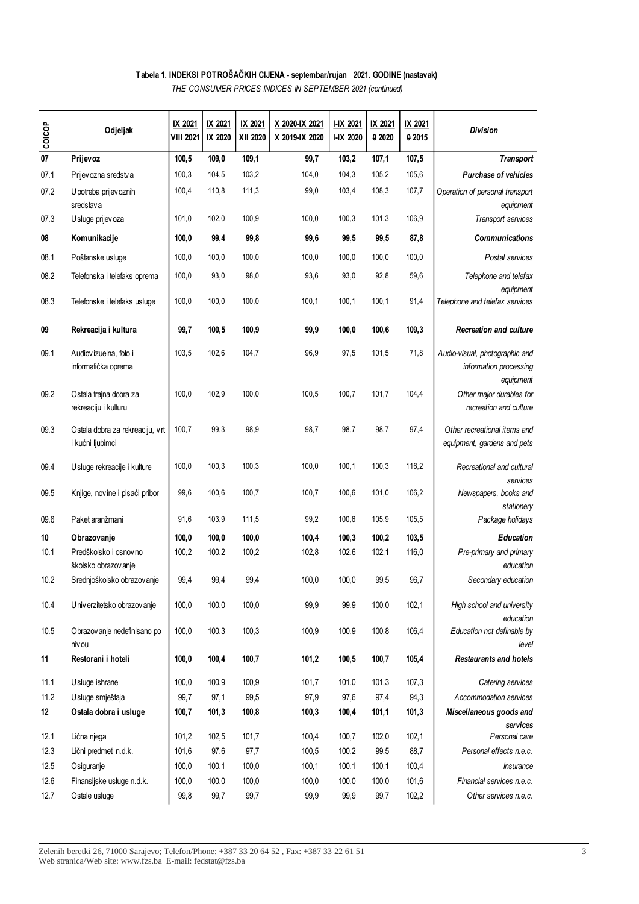**Tabela 1. INDEKSI POTROŠAČKIH CIJENA - septembar/rujan 2021. GODINE (nastavak)**

*THE CONSUMER PRICES INDICES IN SEPTEMBER 2021 (continued)*

| COICOP | Odjeljak | IX 2021 / VIII 2021 | IX 2021 / IX 2020 | IX 2021 / XII 2020 | X 2020-IX 2021 / X 2019-IX 2020 | I-IX 2021 / I-IX 2020 | IX 2021 / Ø 2020 | IX 2021 / Ø 2015 | Division |
|---|---|---|---|---|---|---|---|---|---|
| **07** | **Prijevoz** | **100,5** | **109,0** | **109,1** | **99,7** | **103,2** | **107,1** | **107,5** | ***Transport*** |
| 07.1 | Prijevozna sredstva | 100,3 | 104,5 | 103,2 | 104,0 | 104,3 | 105,2 | 105,6 | ***Purchase of vehicles*** |
| 07.2 | Upotreba prijevoznih sredstava | 100,4 | 110,8 | 111,3 | 99,0 | 103,4 | 108,3 | 107,7 | *Operation of personal transport equipment* |
| 07.3 | Usluge prijevoza | 101,0 | 102,0 | 100,9 | 100,0 | 100,3 | 101,3 | 106,9 | *Transport services* |
| **08** | **Komunikacije** | **100,0** | **99,4** | **99,8** | **99,6** | **99,5** | **99,5** | **87,8** | ***Communications*** |
| 08.1 | Poštanske usluge | 100,0 | 100,0 | 100,0 | 100,0 | 100,0 | 100,0 | 100,0 | *Postal services* |
| 08.2 | Telefonska i telefaks oprema | 100,0 | 93,0 | 98,0 | 93,6 | 93,0 | 92,8 | 59,6 | *Telephone and telefax equipment* |
| 08.3 | Telefonske i telefaks usluge | 100,0 | 100,0 | 100,0 | 100,1 | 100,1 | 100,1 | 91,4 | *Telephone and telefax services* |
| **09** | **Rekreacija i kultura** | **99,7** | **100,5** | **100,9** | **99,9** | **100,0** | **100,6** | **109,3** | ***Recreation and culture*** |
| 09.1 | Audiovizuelna, foto i informatička oprema | 103,5 | 102,6 | 104,7 | 96,9 | 97,5 | 101,5 | 71,8 | *Audio-visual, photographic and information processing equipment* |
| 09.2 | Ostala trajna dobra za rekreaciju i kulturu | 100,0 | 102,9 | 100,0 | 100,5 | 100,7 | 101,7 | 104,4 | *Other major durables for recreation and culture* |
| 09.3 | Ostala dobra za rekreaciju, vrt i kućni ljubimci | 100,7 | 99,3 | 98,9 | 98,7 | 98,7 | 98,7 | 97,4 | *Other recreational items and equipment, gardens and pets* |
| 09.4 | Usluge rekreacije i kulture | 100,0 | 100,3 | 100,3 | 100,0 | 100,1 | 100,3 | 116,2 | *Recreational and cultural services* |
| 09.5 | Knjige, novine i pisaći pribor | 99,6 | 100,6 | 100,7 | 100,7 | 100,6 | 101,0 | 106,2 | *Newspapers, books and stationery* |
| 09.6 | Paket aranžmani | 91,6 | 103,9 | 111,5 | 99,2 | 100,6 | 105,9 | 105,5 | *Package holidays* |
| **10** | **Obrazovanje** | **100,0** | **100,0** | **100,0** | **100,4** | **100,3** | **100,2** | **103,5** | ***Education*** |
| 10.1 | Predškolsko i osnovno školsko obrazovanje | 100,2 | 100,2 | 100,2 | 102,8 | 102,6 | 102,1 | 116,0 | *Pre-primary and primary education* |
| 10.2 | Srednjoškolsko obrazovanje | 99,4 | 99,4 | 99,4 | 100,0 | 100,0 | 99,5 | 96,7 | *Secondary education* |
| 10.4 | Univerzitetsko obrazovanje | 100,0 | 100,0 | 100,0 | 99,9 | 99,9 | 100,0 | 102,1 | *High school and university education* |
| 10.5 | Obrazovanje nedefinisano po nivou | 100,0 | 100,3 | 100,3 | 100,9 | 100,9 | 100,8 | 106,4 | *Education not definable by level* |
| **11** | **Restorani i hoteli** | **100,0** | **100,4** | **100,7** | **101,2** | **100,5** | **100,7** | **105,4** | ***Restaurants and hotels*** |
| 11.1 | Usluge ishrane | 100,0 | 100,9 | 100,9 | 101,7 | 101,0 | 101,3 | 107,3 | *Catering services* |
| 11.2 | Usluge smještaja | 99,7 | 97,1 | 99,5 | 97,9 | 97,6 | 97,4 | 94,3 | *Accommodation services* |
| **12** | **Ostala dobra i usluge** | **100,7** | **101,3** | **100,8** | **100,3** | **100,4** | **101,1** | **101,3** | ***Miscellaneous goods and services*** |
| 12.1 | Lična njega | 101,2 | 102,5 | 101,7 | 100,4 | 100,7 | 102,0 | 102,1 | *Personal care* |
| 12.3 | Lični predmeti n.d.k. | 101,6 | 97,6 | 97,7 | 100,5 | 100,2 | 99,5 | 88,7 | *Personal effects n.e.c.* |
| 12.5 | Osiguranje | 100,0 | 100,1 | 100,0 | 100,1 | 100,1 | 100,1 | 100,4 | *Insurance* |
| 12.6 | Finansijske usluge n.d.k. | 100,0 | 100,0 | 100,0 | 100,0 | 100,0 | 100,0 | 101,6 | *Financial services n.e.c.* |
| 12.7 | Ostale usluge | 99,8 | 99,7 | 99,7 | 99,9 | 99,9 | 99,7 | 102,2 | *Other services n.e.c.* |

Zelenih beretki 26, 71000 Sarajevo; Telefon/Phone: +387 33 20 64 52 , Fax: +387 33 22 61 51
Web stranica/Web site: www.fzs.ba E-mail: fedstat@fzs.ba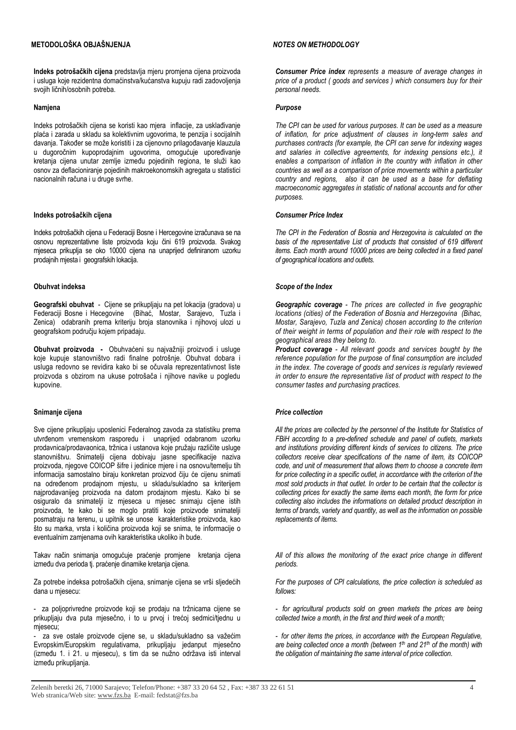## METODOLOŠKA OBJAŠNJENJA

**Indeks potrošačkih cijena** predstavlja mjeru promjena cijena proizvoda i usluga koje rezidentna domaćinstva/kućanstva kupuju radi zadovoljenja svojih ličnih/osobnih potreba.

### Namjena

Indeks potrošačkih cijena se koristi kao mjera inflacije, za usklađivanje plaća i zarada u skladu sa kolektivnim ugovorima, te penzija i socijalnih davanja. Također se može koristiti i za cijenovno prilagođavanje klauzula u dugoročnim kupoprodajnim ugovorima, omogućuje upoređivanje kretanja cijena unutar zemlje između pojedinih regiona, te služi kao osnov za deflacioniranje pojedinih makroekonomskih agregata u statistici nacionalnih računa i u druge svrhe.

### Indeks potrošačkih cijena

Indeks potrošačkih cijena u Federaciji Bosne i Hercegovine izračunava se na osnovu reprezentativne liste proizvoda koju čini 619 proizvoda. Svakog mjeseca prikuplja se oko 10000 cijena na unaprijed definiranom uzorku prodajnih mjesta i geografskih lokacija.

### Obuhvat indeksa

**Geografski obuhvat** - Cijene se prikupljaju na pet lokacija (gradova) u Federaciji Bosne i Hecegovine (Bihać, Mostar, Sarajevo, Tuzla i Zenica) odabranih prema kriteriju broja stanovnika i njihovoj ulozi u geografskom području kojem pripadaju.

**Obuhvat proizvoda -** Obuhvaćeni su najvažniji proizvodi i usluge koje kupuje stanovništvo radi finalne potrošnje. Obuhvat dobara i usluga redovno se revidira kako bi se očuvala reprezentativnost liste proizvoda s obzirom na ukuse potrošača i njihove navike u pogledu kupovine.

### Snimanje cijena

Sve cijene prikupljaju uposlenici Federalnog zavoda za statistiku prema utvrđenom vremenskom rasporedu i unaprijed odabranom uzorku prodavnica/prodavaonica, tržnica i ustanova koje pružaju različite usluge stanovništvu. Snimatelji cijena dobivaju jasne specifikacije naziva proizvoda, njegove COICOP šifre i jedinice mjere i na osnovu/temelju tih informacija samostalno biraju konkretan proizvod čiju će cijenu snimati na određenom prodajnom mjestu, u skladu/sukladno sa kriterijem najprodavanijeg proizvoda na datom prodajnom mjestu. Kako bi se osiguralo da snimatelji iz mjeseca u mjesec snimaju cijene istih proizvoda, te kako bi se moglo pratiti koje proizvode snimatelji posmatraju na terenu, u upitnik se unose karakteristike proizvoda, kao što su marka, vrsta i količina proizvoda koji se snima, te informacije o eventualnim zamjenama ovih karakteristika ukoliko ih bude.

Takav način snimanja omogućuje praćenje promjene kretanja cijena između dva perioda tj. praćenje dinamike kretanja cijena.

Za potrebe indeksa potrošačkih cijena, snimanje cijena se vrši sljedećih dana u mjesecu:

- za poljoprivredne proizvode koji se prodaju na tržnicama cijene se prikupljaju dva puta mjesečno, i to u prvoj i trećoj sedmici/tjednu u mjesecu;
- za sve ostale proizvode cijene se, u skladu/sukladno sa važećim Evropskim/Europskim regulativama, prikupljaju jednapnut mjesečno (između 1. i 21. u mjesecu), s tim da se nužno održava isti interval između prikupljanja.

## *NOTES ON METHODOLOGY*

***Consumer Price index*** *represents a measure of average changes in price of a product ( goods and services ) which consumers buy for their personal needs.*

### *Purpose*

*The CPI can be used for various purposes. It can be used as a measure of inflation, for price adjustment of clauses in long-term sales and purchases contracts (for example, the CPI can serve for indexing wages and salaries in collective agreements, for indexing pensions etc.), it enables a comparison of inflation in the country with inflation in other countries as well as a comparison of price movements within a particular country and regions, also it can be used as a base for deflating macroeconomic aggregates in statistic of national accounts and for other purposes.*

### *Consumer Price Index*

*The CPI in the Federation of Bosnia and Herzegovina is calculated on the basis of the representative List of products that consisted of 619 different items. Each month around 10000 prices are being collected in a fixed panel of geographical locations and outlets.*

### *Scope of the Index*

***Geographic coverage*** *- The prices are collected in five geographic locations (cities) of the Federation of Bosnia and Herzegovina (Bihac, Mostar, Sarajevo, Tuzla and Zenica) chosen according to the criterion of their weight in terms of population and their role with respect to the geographical areas they belong to.*

***Product coverage*** *- All relevant goods and services bought by the reference population for the purpose of final consumption are included in the index. The coverage of goods and services is regularly reviewed in order to ensure the representative list of product with respect to the consumer tastes and purchasing practices.*

### *Price collection*

*All the prices are collected by the personnel of the Institute for Statistics of FBiH according to a pre-defined schedule and panel of outlets, markets and institutions providing different kinds of services to citizens. The price collectors receive clear specifications of the name of item, its COICOP code, and unit of measurement that allows them to choose a concrete item for price collecting in a specific outlet, in accordance with the criterion of the most sold products in that outlet. In order to be certain that the collector is collecting prices for exactly the same items each month, the form for price collecting also includes the informations on detailed product description in terms of brands, variety and quantity, as well as the information on possible replacements of items.*

*All of this allows the monitoring of the exact price change in different periods.*

*For the purposes of CPI calculations, the price collection is scheduled as follows:*

- *for agricultural products sold on green markets the prices are being collected twice a month, in the first and third week of a month;*
- *for other items the prices, in accordance with the European Regulative, are being collected once a month (between 1st and 21st of the month) with the obligation of maintaining the same interval of price collection.*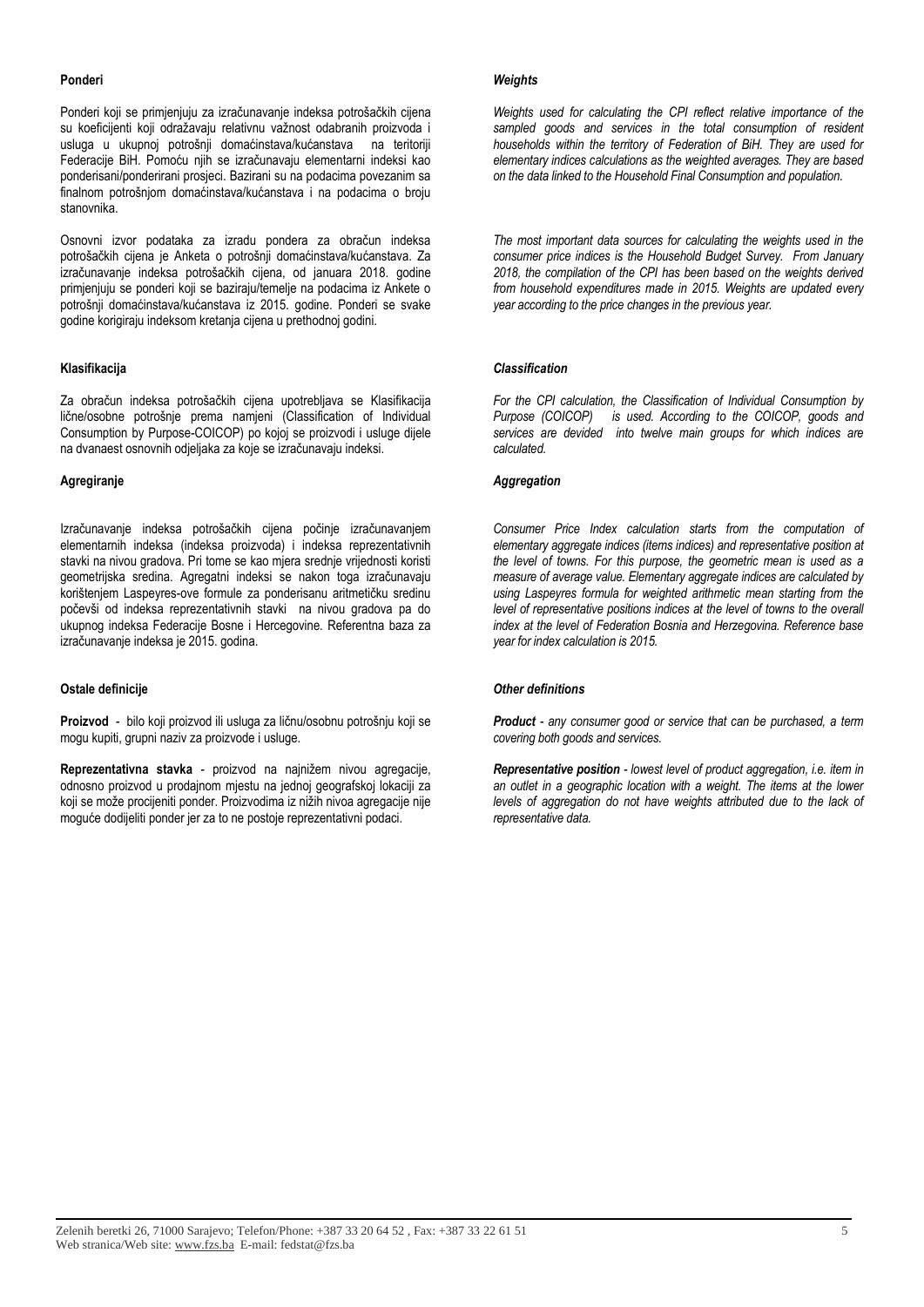**Ponderi**

Ponderi koji se primjenjuju za izračunavanje indeksa potrošačkih cijena su koeficijenti koji odražavaju relativnu važnost odabranih proizvoda i usluga u ukupnoj potrošnji domaćinstava/kućanstava na teritoriji Federacije BiH. Pomoću njih se izračunavaju elementarni indeksi kao ponderisani/ponderirani prosjeci. Bazirani su na podacima povezanim sa finalnom potrošnjom domaćinstava/kućanstava i na podacima o broju stanovnika.

Osnovni izvor podataka za izradu pondera za obračun indeksa potrošačkih cijena je Anketa o potrošnji domaćinstava/kućanstava. Za izračunavanje indeksa potrošačkih cijena, od januara 2018. godine primjenjuju se ponderi koji se baziraju/temelje na podacima iz Ankete o potrošnji domaćinstava/kućanstava iz 2015. godine. Ponderi se svake godine korigiraju indeksom kretanja cijena u prethodnoj godini.

**Klasifikacija**

Za obračun indeksa potrošačkih cijena upotrebljava se Klasifikacija lične/osobne potrošnje prema namjeni (Classification of Individual Consumption by Purpose-COICOP) po kojoj se proizvodi i usluge dijele na dvanaest osnovnih odjeljaka za koje se izračunavaju indeksi.

**Agregiranje**

Izračunavanje indeksa potrošačkih cijena počinje izračunavanjem elementarnih indeksa (indeksa proizvoda) i indeksa reprezentativnih stavki na nivou gradova. Pri tome se kao mjera srednje vrijednosti koristi geometrijska sredina. Agregatni indeksi se nakon toga izračunavaju korištenjem Laspeyres-ove formule za ponderisanu aritmetičku sredinu počevši od indeksa reprezentativnih stavki na nivou gradova pa do ukupnog indeksa Federacije Bosne i Hercegovine. Referentna baza za izračunavanje indeksa je 2015. godina.

**Ostale definicije**

**Proizvod** - bilo koji proizvod ili usluga za ličnu/osobnu potrošnju koji se mogu kupiti, grupni naziv za proizvode i usluge.

**Reprezentativna stavka** - proizvod na najnižem nivou agregacije, odnosno proizvod u prodajnom mjestu na jednoj geografskoj lokaciji za koji se može procijeniti ponder. Proizvodima iz nižih nivoa agregacije nije moguće dodijeliti ponder jer za to ne postoje reprezentativni podaci.

***Weights***

*Weights used for calculating the CPI reflect relative importance of the sampled goods and services in the total consumption of resident households within the territory of Federation of BiH. They are used for elementary indices calculations as the weighted averages. They are based on the data linked to the Household Final Consumption and population.*

*The most important data sources for calculating the weights used in the consumer price indices is the Household Budget Survey. From January 2018, the compilation of the CPI has been based on the weights derived from household expenditures made in 2015. Weights are updated every year according to the price changes in the previous year.*

***Classification***

*For the CPI calculation, the Classification of Individual Consumption by Purpose (COICOP) is used. According to the COICOP, goods and services are devided into twelve main groups for which indices are calculated.*

***Aggregation***

*Consumer Price Index calculation starts from the computation of elementary aggregate indices (items indices) and representative position at the level of towns. For this purpose, the geometric mean is used as a measure of average value. Elementary aggregate indices are calculated by using Laspeyres formula for weighted arithmetic mean starting from the level of representative positions indices at the level of towns to the overall index at the level of Federation Bosnia and Herzegovina. Reference base year for index calculation is 2015.*

***Other definitions***

***Product*** *- any consumer good or service that can be purchased, a term covering both goods and services.*

***Representative position*** *- lowest level of product aggregation, i.e. item in an outlet in a geographic location with a weight. The items at the lower levels of aggregation do not have weights attributed due to the lack of representative data.*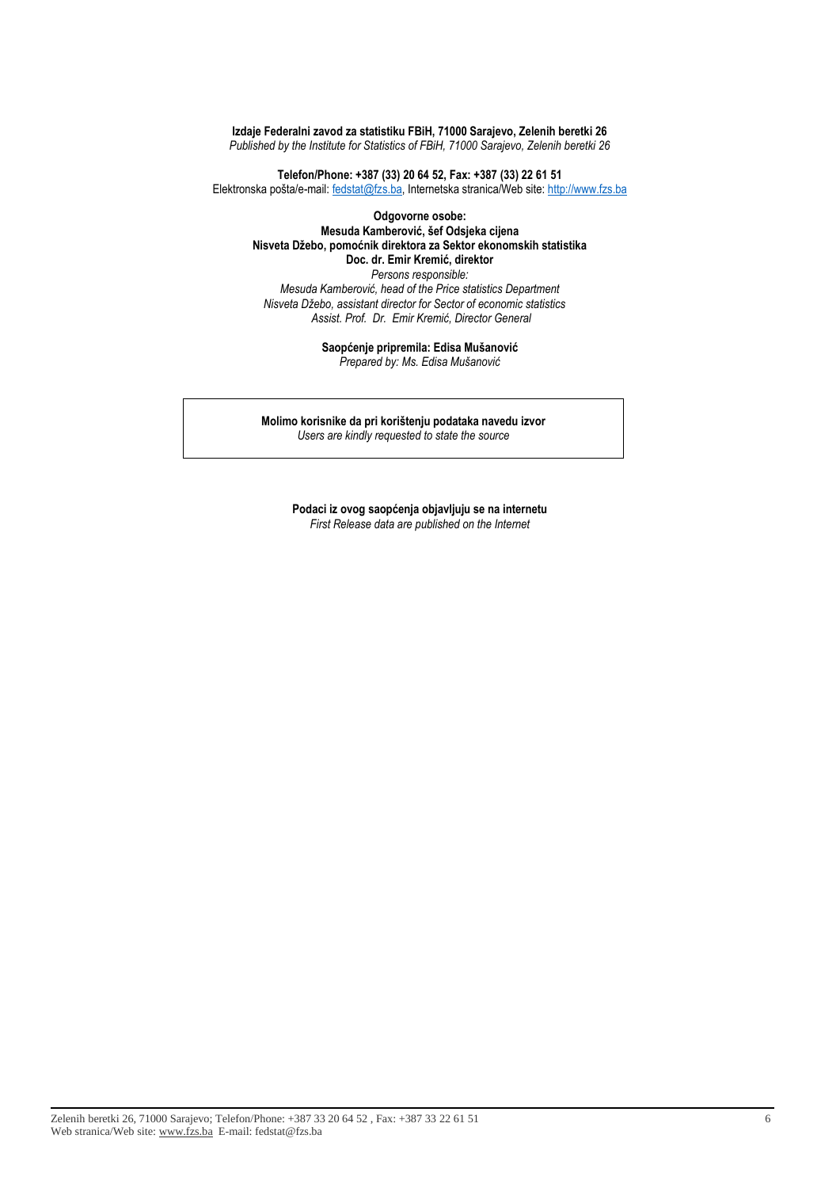**Izdaje Federalni zavod za statistiku FBiH, 71000 Sarajevo, Zelenih beretki 26**
*Published by the Institute for Statistics of FBiH, 71000 Sarajevo, Zelenih beretki 26*

**Telefon/Phone: +387 (33) 20 64 52, Fax: +387 (33) 22 61 51**
Elektronska pošta/e-mail: fedstat@fzs.ba, Internetska stranica/Web site: http://www.fzs.ba

**Odgovorne osobe:**
**Mesuda Kamberović, šef Odsjeka cijena**
**Nisveta Džebo, pomoćnik direktora za Sektor ekonomskih statistika**
**Doc. dr. Emir Kremić, direktor**
*Persons responsible:*
*Mesuda Kamberović, head of the Price statistics Department*
*Nisveta Džebo, assistant director for Sector of economic statistics*
*Assist. Prof. Dr. Emir Kremić, Director General*

**Saopćenje pripremila: Edisa Mušanović**
*Prepared by: Ms. Edisa Mušanović*

**Molimo korisnike da pri korištenju podataka navedu izvor**
*Users are kindly requested to state the source*

**Podaci iz ovog saopćenja objavljuju se na internetu**
*First Release data are published on the Internet*